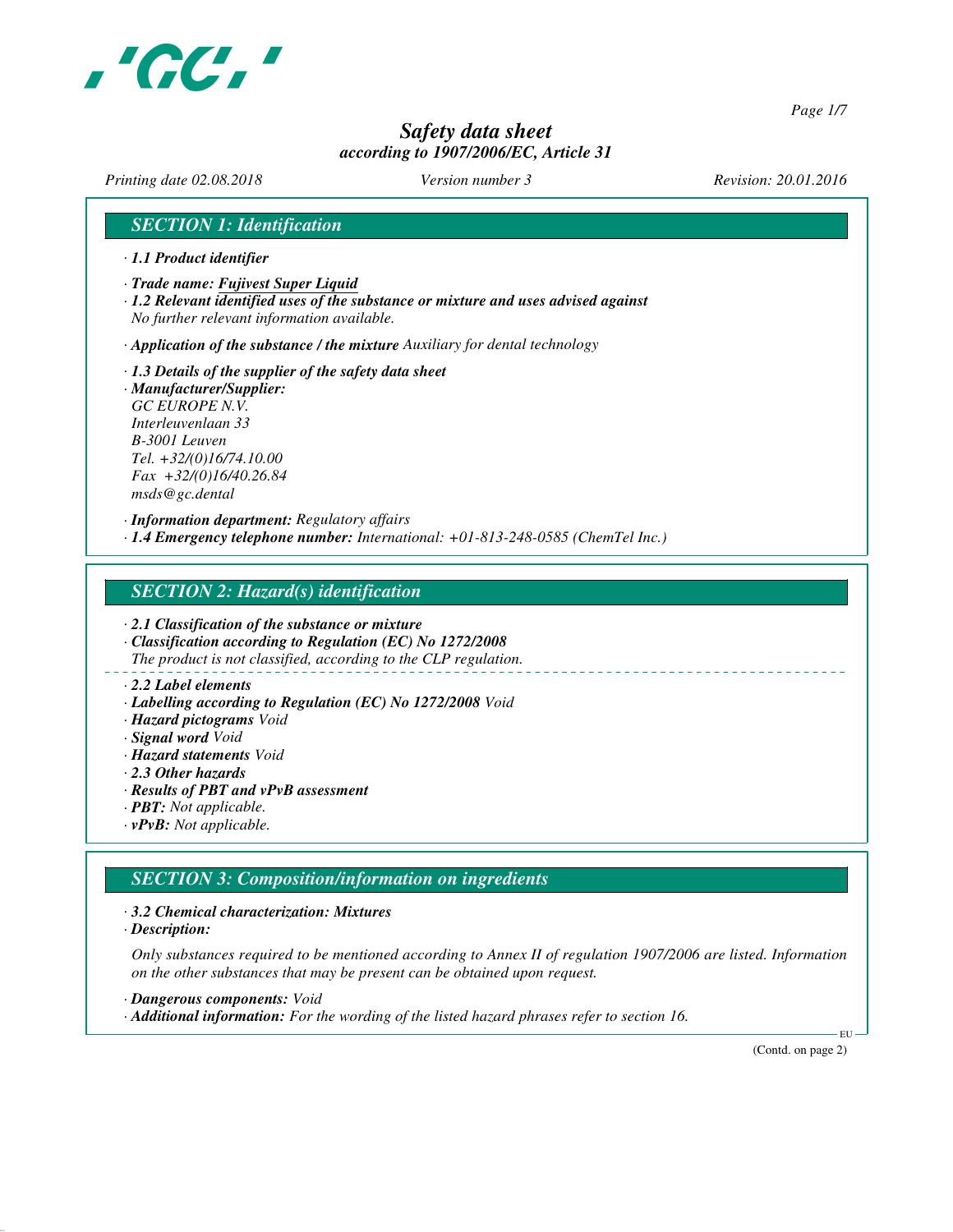# Safety data sheet
*according to 1907/2006/EC, Article 31*

*Printing date 02.08.2018* *Version number 3* *Revision: 20.01.2016*

## SECTION 1: Identification

· **1.1 Product identifier**

· **Trade name: Fujivest Super Liquid**
· **1.2 Relevant identified uses of the substance or mixture and uses advised against**
No further relevant information available.

· **Application of the substance / the mixture** Auxiliary for dental technology

· **1.3 Details of the supplier of the safety data sheet**
· **Manufacturer/Supplier:**
GC EUROPE N.V.
Interleuvenlaan 33
B-3001 Leuven
Tel. +32/(0)16/74.10.00
Fax +32/(0)16/40.26.84
msds@gc.dental

· **Information department:** Regulatory affairs
· **1.4 Emergency telephone number:** International: +01-813-248-0585 (ChemTel Inc.)

## SECTION 2: Hazard(s) identification

· **2.1 Classification of the substance or mixture**
· **Classification according to Regulation (EC) No 1272/2008**
The product is not classified, according to the CLP regulation.

· **2.2 Label elements**
· **Labelling according to Regulation (EC) No 1272/2008** Void
· **Hazard pictograms** Void
· **Signal word** Void
· **Hazard statements** Void
· **2.3 Other hazards**
· **Results of PBT and vPvB assessment**
· **PBT:** Not applicable.
· **vPvB:** Not applicable.

## SECTION 3: Composition/information on ingredients

· **3.2 Chemical characterization: Mixtures**
· **Description:**

Only substances required to be mentioned according to Annex II of regulation 1907/2006 are listed. Information on the other substances that may be present can be obtained upon request.

· **Dangerous components:** Void
· **Additional information:** For the wording of the listed hazard phrases refer to section 16.

(Contd. on page 2)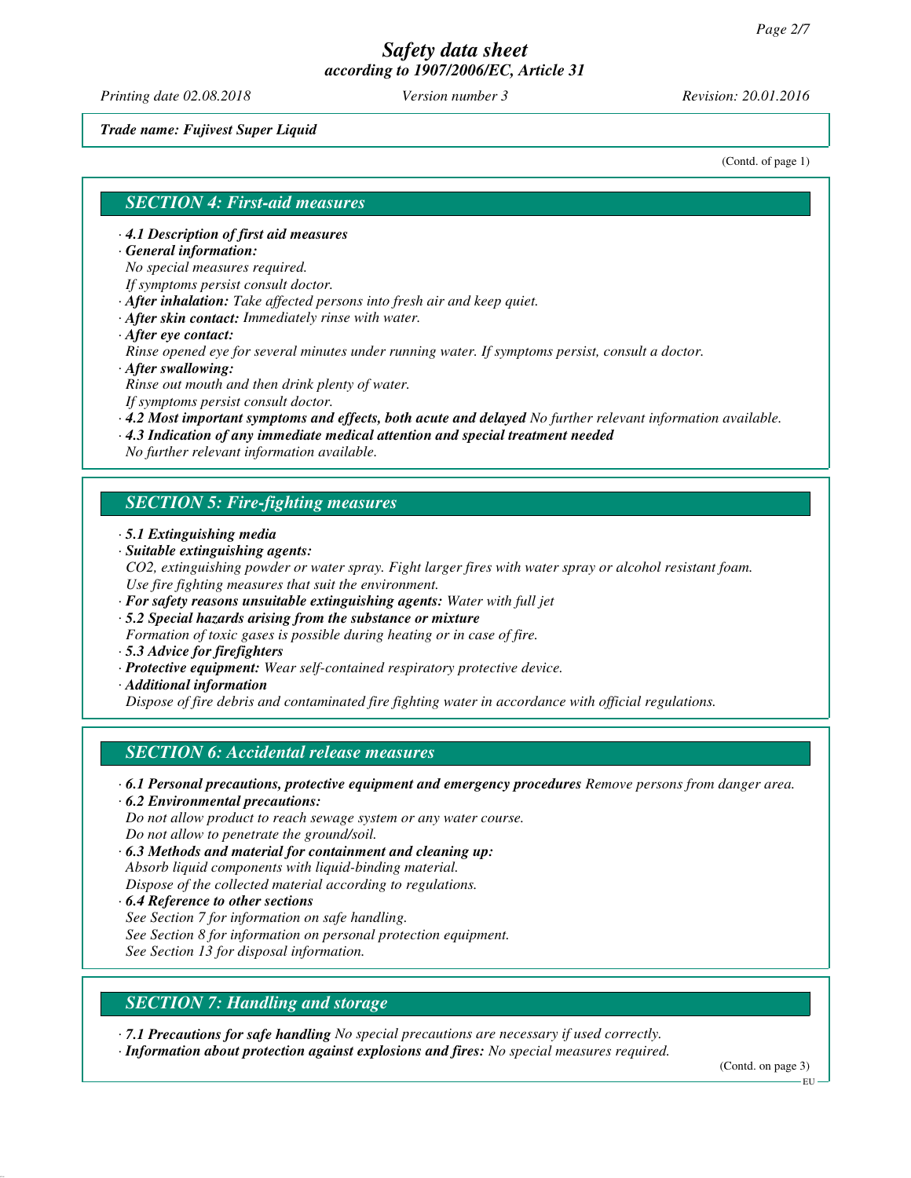*Safety data sheet*
*according to 1907/2006/EC, Article 31*

*Printing date 02.08.2018* *Version number 3* *Revision: 20.01.2016*

***Trade name: Fujivest Super Liquid***

(Contd. of page 1)

## SECTION 4: First-aid measures

· ***4.1 Description of first aid measures***
· ***General information:***
*No special measures required.*
*If symptoms persist consult doctor.*
· ***After inhalation:*** *Take affected persons into fresh air and keep quiet.*
· ***After skin contact:*** *Immediately rinse with water.*
· ***After eye contact:***
*Rinse opened eye for several minutes under running water. If symptoms persist, consult a doctor.*
· ***After swallowing:***
*Rinse out mouth and then drink plenty of water.*
*If symptoms persist consult doctor.*
· ***4.2 Most important symptoms and effects, both acute and delayed*** *No further relevant information available.*
· ***4.3 Indication of any immediate medical attention and special treatment needed***
*No further relevant information available.*

## SECTION 5: Fire-fighting measures

· ***5.1 Extinguishing media***
· ***Suitable extinguishing agents:***
*$CO_2$, extinguishing powder or water spray. Fight larger fires with water spray or alcohol resistant foam.*
*Use fire fighting measures that suit the environment.*
· ***For safety reasons unsuitable extinguishing agents:*** *Water with full jet*
· ***5.2 Special hazards arising from the substance or mixture***
*Formation of toxic gases is possible during heating or in case of fire.*
· ***5.3 Advice for firefighters***
· ***Protective equipment:*** *Wear self-contained respiratory protective device.*
· ***Additional information***
*Dispose of fire debris and contaminated fire fighting water in accordance with official regulations.*

## SECTION 6: Accidental release measures

· ***6.1 Personal precautions, protective equipment and emergency procedures*** *Remove persons from danger area.*
· ***6.2 Environmental precautions:***
*Do not allow product to reach sewage system or any water course.*
*Do not allow to penetrate the ground/soil.*
· ***6.3 Methods and material for containment and cleaning up:***
*Absorb liquid components with liquid-binding material.*
*Dispose of the collected material according to regulations.*
· ***6.4 Reference to other sections***
*See Section 7 for information on safe handling.*
*See Section 8 for information on personal protection equipment.*
*See Section 13 for disposal information.*

## SECTION 7: Handling and storage

· ***7.1 Precautions for safe handling*** *No special precautions are necessary if used correctly.*
· ***Information about protection against explosions and fires:*** *No special measures required.*

(Contd. on page 3)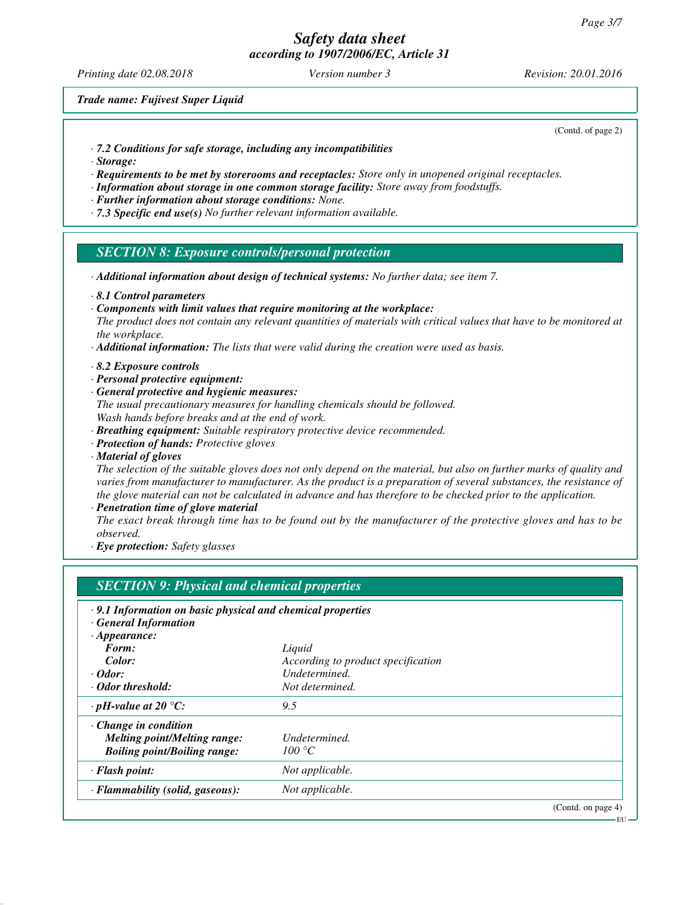*Trade name: Fujivest Super Liquid*

(Contd. of page 2)

· ***7.2 Conditions for safe storage, including any incompatibilities***
· ***Storage:***
· ***Requirements to be met by storerooms and receptacles:*** *Store only in unopened original receptacles.*
· ***Information about storage in one common storage facility:*** *Store away from foodstuffs.*
· ***Further information about storage conditions:*** *None.*
· ***7.3 Specific end use(s)*** *No further relevant information available.*

## *SECTION 8: Exposure controls/personal protection*

· ***Additional information about design of technical systems:*** *No further data; see item 7.*

· ***8.1 Control parameters***
· ***Components with limit values that require monitoring at the workplace:***
*The product does not contain any relevant quantities of materials with critical values that have to be monitored at the workplace.*
· ***Additional information:*** *The lists that were valid during the creation were used as basis.*

· ***8.2 Exposure controls***
· ***Personal protective equipment:***
· ***General protective and hygienic measures:***
*The usual precautionary measures for handling chemicals should be followed.*
*Wash hands before breaks and at the end of work.*
· ***Breathing equipment:*** *Suitable respiratory protective device recommended.*
· ***Protection of hands:*** *Protective gloves*
· ***Material of gloves***
*The selection of the suitable gloves does not only depend on the material, but also on further marks of quality and varies from manufacturer to manufacturer. As the product is a preparation of several substances, the resistance of the glove material can not be calculated in advance and has therefore to be checked prior to the application.*
· ***Penetration time of glove material***
*The exact break through time has to be found out by the manufacturer of the protective gloves and has to be observed.*
· ***Eye protection:*** *Safety glasses*

## *SECTION 9: Physical and chemical properties*

| | |
|---|---|
| · ***9.1 Information on basic physical and chemical properties*** | |
| · ***General Information*** | |
| · ***Appearance:*** | |
| ***Form:*** | *Liquid* |
| ***Color:*** | *According to product specification* |
| · ***Odor:*** | *Undetermined.* |
| · ***Odor threshold:*** | *Not determined.* |
| · ***pH-value at 20 °C:*** | *9.5* |
| · ***Change in condition*** | |
| ***Melting point/Melting range:*** | *Undetermined.* |
| ***Boiling point/Boiling range:*** | *100 °C* |
| · ***Flash point:*** | *Not applicable.* |
| · ***Flammability (solid, gaseous):*** | *Not applicable.* |

(Contd. on page 4)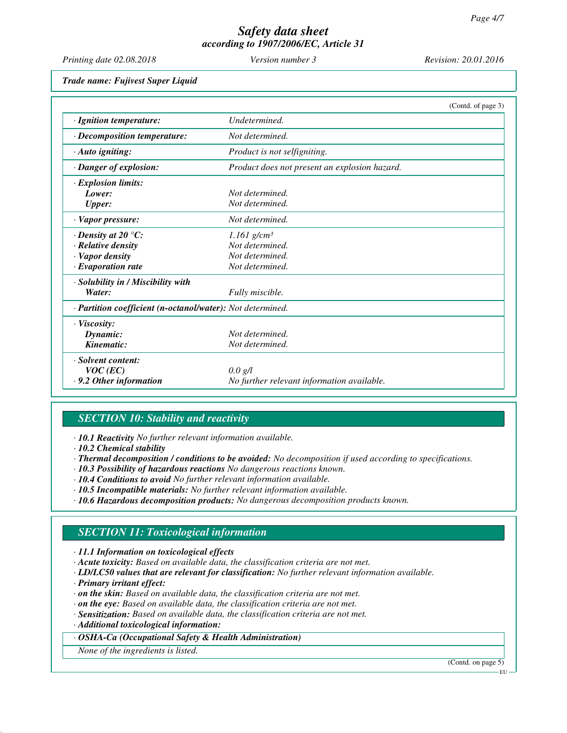# Safety data sheet
## according to 1907/2006/EC, Article 31

*Printing date 02.08.2018* *Version number 3* *Revision: 20.01.2016*

***Trade name: Fujivest Super Liquid***

(Contd. of page 3)

| | |
|---|---|
| · **Ignition temperature:** | *Undetermined.* |
| · **Decomposition temperature:** | *Not determined.* |
| · **Auto igniting:** | *Product is not selfigniting.* |
| · **Danger of explosion:** | *Product does not present an explosion hazard.* |
| · **Explosion limits:** | |
| **Lower:** | *Not determined.* |
| **Upper:** | *Not determined.* |
| · **Vapor pressure:** | *Not determined.* |
| · **Density at 20 °C:** | *1.161 g/cm³* |
| · **Relative density** | *Not determined.* |
| · **Vapor density** | *Not determined.* |
| · **Evaporation rate** | *Not determined.* |
| · **Solubility in / Miscibility with** | |
| **Water:** | *Fully miscible.* |
| · **Partition coefficient (n-octanol/water):** | *Not determined.* |
| · **Viscosity:** | |
| **Dynamic:** | *Not determined.* |
| **Kinematic:** | *Not determined.* |
| · **Solvent content:** | |
| **VOC (EC)** | *0.0 g/l* |
| · **9.2 Other information** | *No further relevant information available.* |

## SECTION 10: Stability and reactivity

· **10.1 Reactivity** *No further relevant information available.*
· **10.2 Chemical stability**
· **Thermal decomposition / conditions to be avoided:** *No decomposition if used according to specifications.*
· **10.3 Possibility of hazardous reactions** *No dangerous reactions known.*
· **10.4 Conditions to avoid** *No further relevant information available.*
· **10.5 Incompatible materials:** *No further relevant information available.*
· **10.6 Hazardous decomposition products:** *No dangerous decomposition products known.*

## SECTION 11: Toxicological information

· **11.1 Information on toxicological effects**
· **Acute toxicity:** *Based on available data, the classification criteria are not met.*
· **LD/LC50 values that are relevant for classification:** *No further relevant information available.*
· **Primary irritant effect:**
· **on the skin:** *Based on available data, the classification criteria are not met.*
· **on the eye:** *Based on available data, the classification criteria are not met.*
· **Sensitization:** *Based on available data, the classification criteria are not met.*
· **Additional toxicological information:**

· **OSHA-Ca (Occupational Safety & Health Administration)**

*None of the ingredients is listed.*

(Contd. on page 5)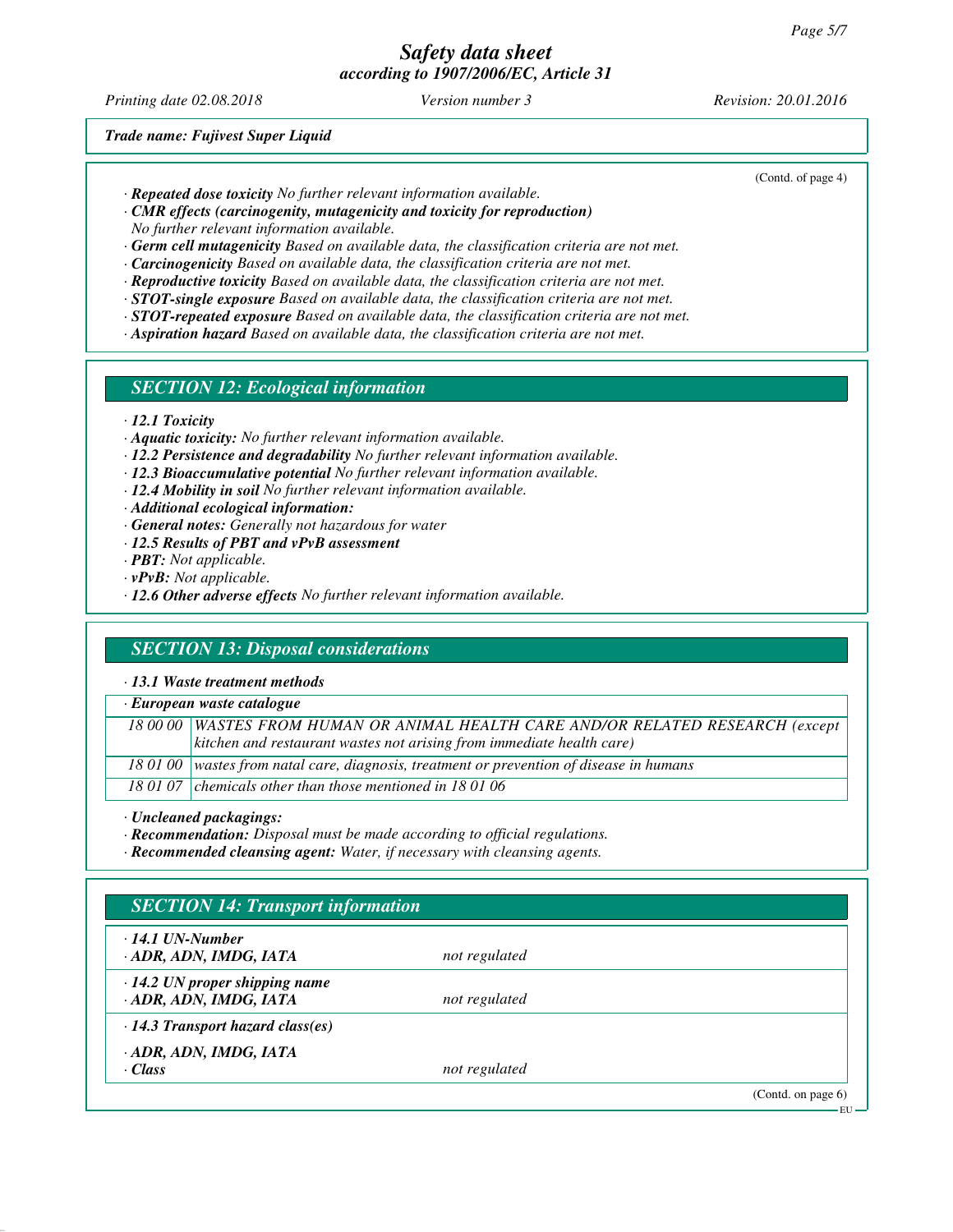*Trade name: Fujivest Super Liquid*

(Contd. of page 4)

· ***Repeated dose toxicity*** *No further relevant information available.*
· ***CMR effects (carcinogenity, mutagenicity and toxicity for reproduction)***
*No further relevant information available.*
· ***Germ cell mutagenicity*** *Based on available data, the classification criteria are not met.*
· ***Carcinogenicity*** *Based on available data, the classification criteria are not met.*
· ***Reproductive toxicity*** *Based on available data, the classification criteria are not met.*
· ***STOT-single exposure*** *Based on available data, the classification criteria are not met.*
· ***STOT-repeated exposure*** *Based on available data, the classification criteria are not met.*
· ***Aspiration hazard*** *Based on available data, the classification criteria are not met.*

## *SECTION 12: Ecological information*

· ***12.1 Toxicity***
· ***Aquatic toxicity:*** *No further relevant information available.*
· ***12.2 Persistence and degradability*** *No further relevant information available.*
· ***12.3 Bioaccumulative potential*** *No further relevant information available.*
· ***12.4 Mobility in soil*** *No further relevant information available.*
· ***Additional ecological information:***
· ***General notes:*** *Generally not hazardous for water*
· ***12.5 Results of PBT and vPvB assessment***
· ***PBT:*** *Not applicable.*
· ***vPvB:*** *Not applicable.*
· ***12.6 Other adverse effects*** *No further relevant information available.*

## *SECTION 13: Disposal considerations*

· ***13.1 Waste treatment methods***

| · ***European waste catalogue*** | |
|---|---|
| *18 00 00* | *WASTES FROM HUMAN OR ANIMAL HEALTH CARE AND/OR RELATED RESEARCH (except kitchen and restaurant wastes not arising from immediate health care)* |
| *18 01 00* | *wastes from natal care, diagnosis, treatment or prevention of disease in humans* |
| *18 01 07* | *chemicals other than those mentioned in 18 01 06* |

· ***Uncleaned packagings:***
· ***Recommendation:*** *Disposal must be made according to official regulations.*
· ***Recommended cleansing agent:*** *Water, if necessary with cleansing agents.*

## *SECTION 14: Transport information*

| | |
|---|---|
| · ***14.1 UN-Number*** <br> · ***ADR, ADN, IMDG, IATA*** | *not regulated* |
| · ***14.2 UN proper shipping name*** <br> · ***ADR, ADN, IMDG, IATA*** | *not regulated* |
| · ***14.3 Transport hazard class(es)*** | |
| · ***ADR, ADN, IMDG, IATA*** <br> · ***Class*** | *not regulated* |

(Contd. on page 6)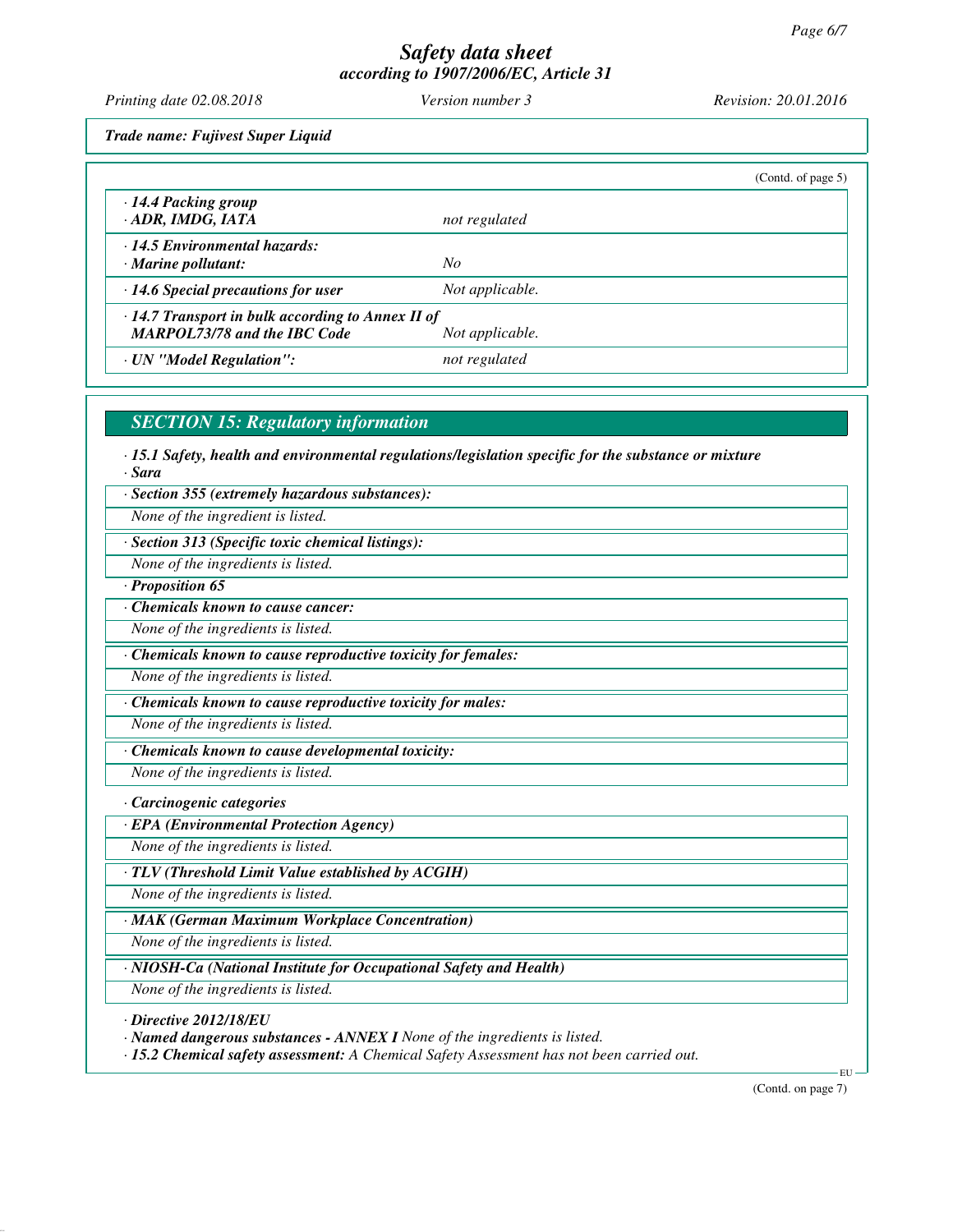*Trade name: Fujivest Super Liquid*

(Contd. of page 5)

| | |
|---|---|
| · **14.4 Packing group**<br>· **ADR, IMDG, IATA** | *not regulated* |
| · **14.5 Environmental hazards:**<br>· **Marine pollutant:** | *No* |
| · **14.6 Special precautions for user** | *Not applicable.* |
| · **14.7 Transport in bulk according to Annex II of MARPOL73/78 and the IBC Code** | *Not applicable.* |
| · **UN "Model Regulation":** | *not regulated* |

## SECTION 15: Regulatory information

· **15.1 Safety, health and environmental regulations/legislation specific for the substance or mixture**
· **Sara**

· **Section 355 (extremely hazardous substances):**
None of the ingredient is listed.

· **Section 313 (Specific toxic chemical listings):**
None of the ingredients is listed.

· **Proposition 65**

· **Chemicals known to cause cancer:**
None of the ingredients is listed.

· **Chemicals known to cause reproductive toxicity for females:**
None of the ingredients is listed.

· **Chemicals known to cause reproductive toxicity for males:**
None of the ingredients is listed.

· **Chemicals known to cause developmental toxicity:**
None of the ingredients is listed.

· **Carcinogenic categories**

· **EPA (Environmental Protection Agency)**
None of the ingredients is listed.

· **TLV (Threshold Limit Value established by ACGIH)**
None of the ingredients is listed.

· **MAK (German Maximum Workplace Concentration)**
None of the ingredients is listed.

· **NIOSH-Ca (National Institute for Occupational Safety and Health)**
None of the ingredients is listed.

· **Directive 2012/18/EU**
· **Named dangerous substances - ANNEX I** None of the ingredients is listed.
· **15.2 Chemical safety assessment:** A Chemical Safety Assessment has not been carried out.

(Contd. on page 7)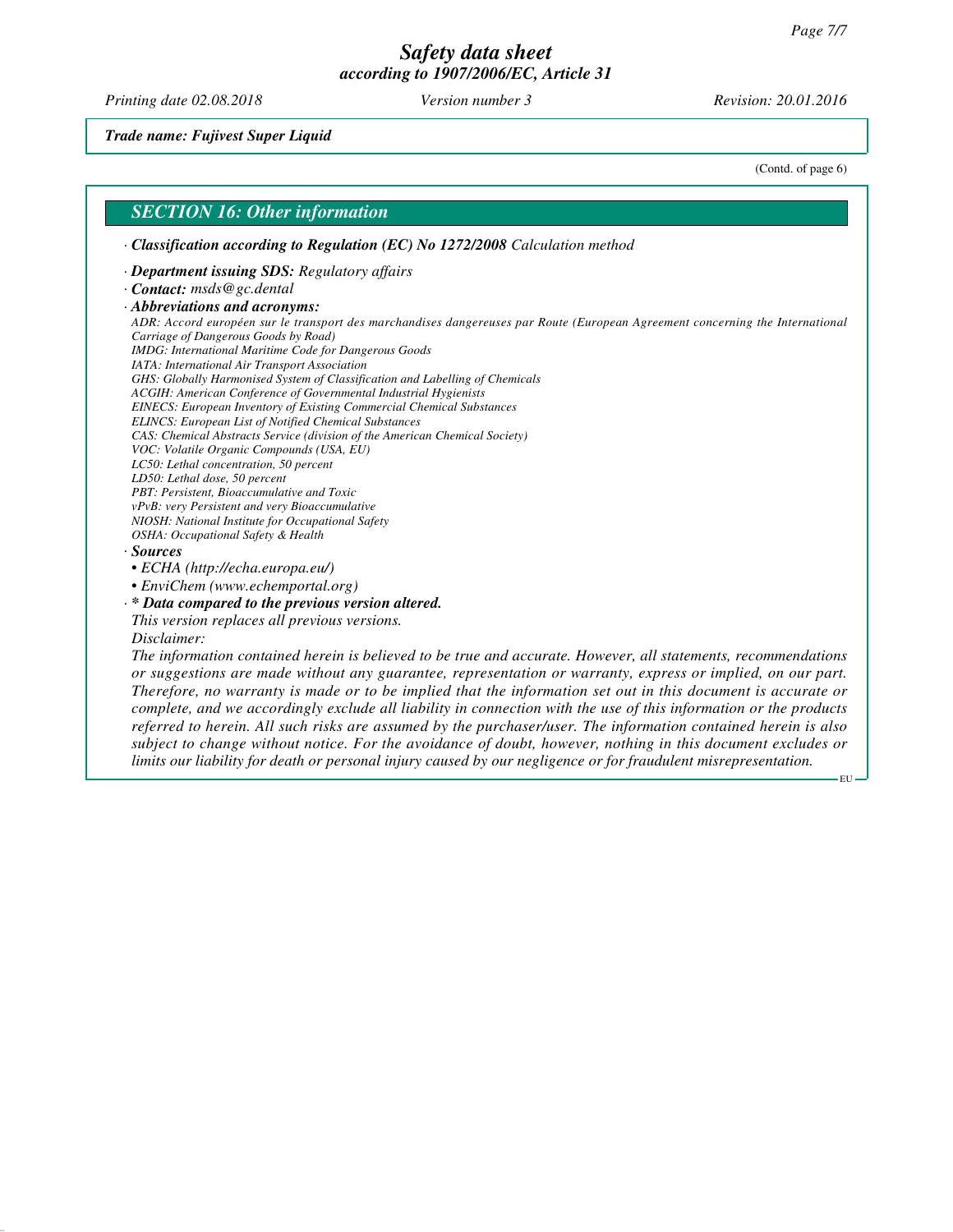*Trade name: Fujivest Super Liquid*

(Contd. of page 6)

## *SECTION 16: Other information*

· ***Classification according to Regulation (EC) No 1272/2008*** *Calculation method*

· ***Department issuing SDS:*** *Regulatory affairs*

· ***Contact:*** *msds@gc.dental*

· ***Abbreviations and acronyms:***

*ADR: Accord européen sur le transport des marchandises dangereuses par Route (European Agreement concerning the International Carriage of Dangerous Goods by Road)*
*IMDG: International Maritime Code for Dangerous Goods*
*IATA: International Air Transport Association*
*GHS: Globally Harmonised System of Classification and Labelling of Chemicals*
*ACGIH: American Conference of Governmental Industrial Hygienists*
*EINECS: European Inventory of Existing Commercial Chemical Substances*
*ELINCS: European List of Notified Chemical Substances*
*CAS: Chemical Abstracts Service (division of the American Chemical Society)*
*VOC: Volatile Organic Compounds (USA, EU)*
*LC50: Lethal concentration, 50 percent*
*LD50: Lethal dose, 50 percent*
*PBT: Persistent, Bioaccumulative and Toxic*
*vPvB: very Persistent and very Bioaccumulative*
*NIOSH: National Institute for Occupational Safety*
*OSHA: Occupational Safety & Health*

· ***Sources***

- *ECHA (http://echa.europa.eu/)*
- *EnviChem (www.echemportal.org)*

· ***\* Data compared to the previous version altered.***

*This version replaces all previous versions.*

*Disclaimer:*

*The information contained herein is believed to be true and accurate. However, all statements, recommendations or suggestions are made without any guarantee, representation or warranty, express or implied, on our part. Therefore, no warranty is made or to be implied that the information set out in this document is accurate or complete, and we accordingly exclude all liability in connection with the use of this information or the products referred to herein. All such risks are assumed by the purchaser/user. The information contained herein is also subject to change without notice. For the avoidance of doubt, however, nothing in this document excludes or limits our liability for death or personal injury caused by our negligence or for fraudulent misrepresentation.*

EU